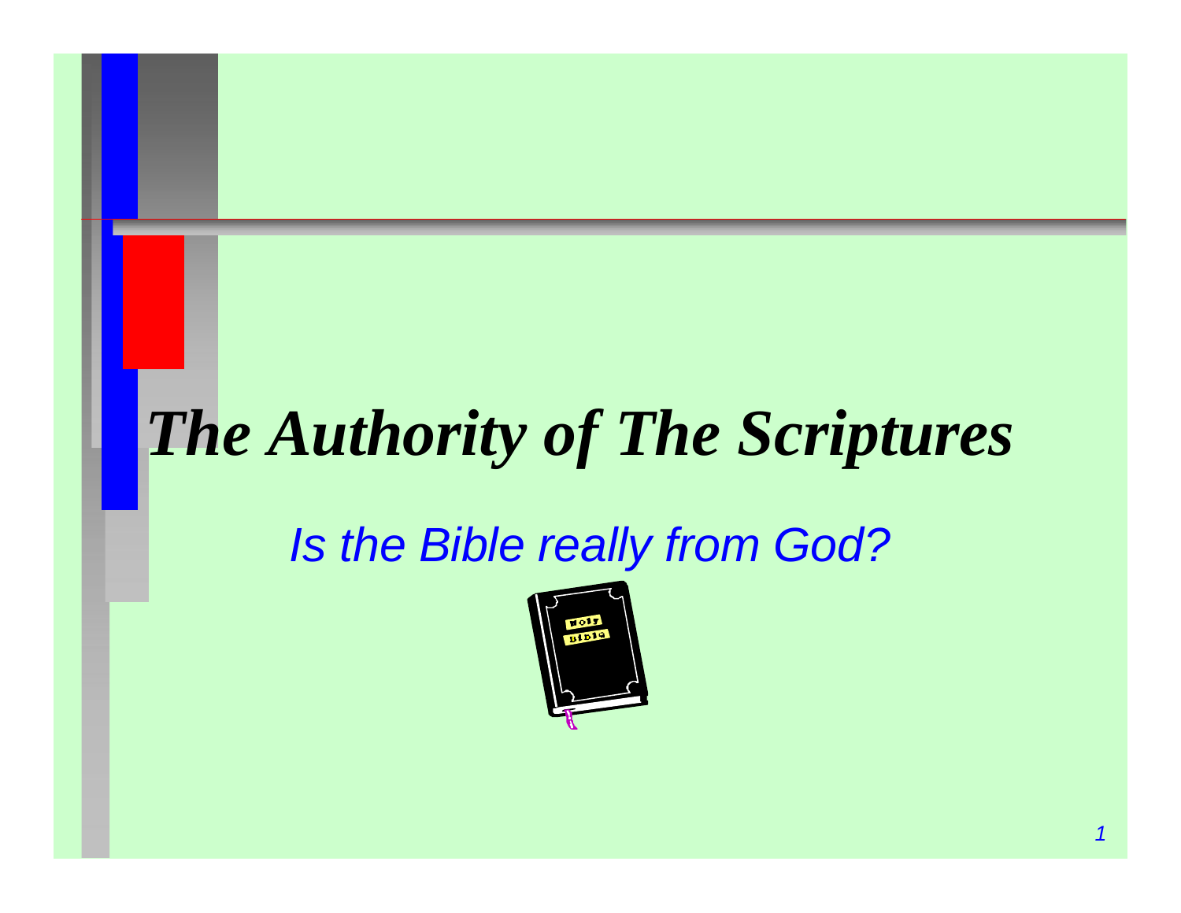# *The Authority of The Scriptures*

*Is the Bible really from God?*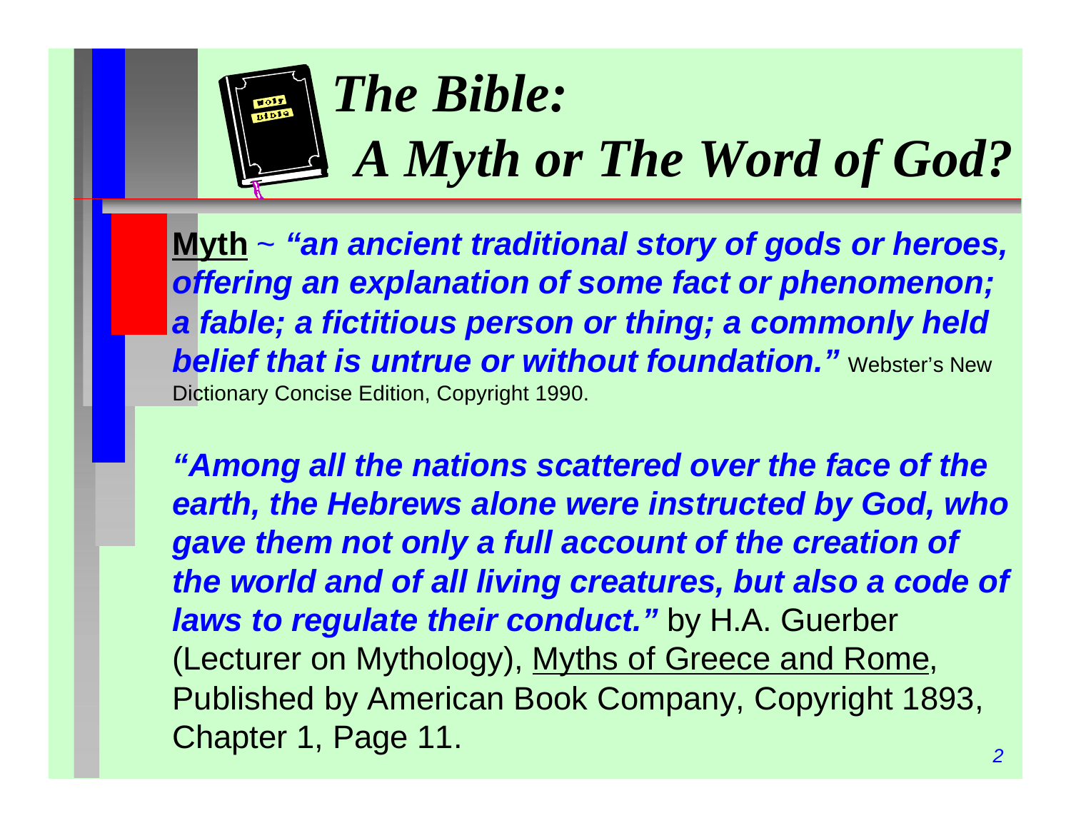# *The Bible: A Myth or The Word of God?*

**Myth** ~ ***"an ancient traditional story of gods or heroes, offering an explanation of some fact or phenomenon; a fable; a fictitious person or thing; a commonly held belief that is untrue or without foundation."*** Webster's New Dictionary Concise Edition, Copyright 1990.

***"Among all the nations scattered over the face of the earth, the Hebrews alone were instructed by God, who gave them not only a full account of the creation of the world and of all living creatures, but also a code of laws to regulate their conduct."*** by H.A. Guerber (Lecturer on Mythology), Myths of Greece and Rome, Published by American Book Company, Copyright 1893, Chapter 1, Page 11.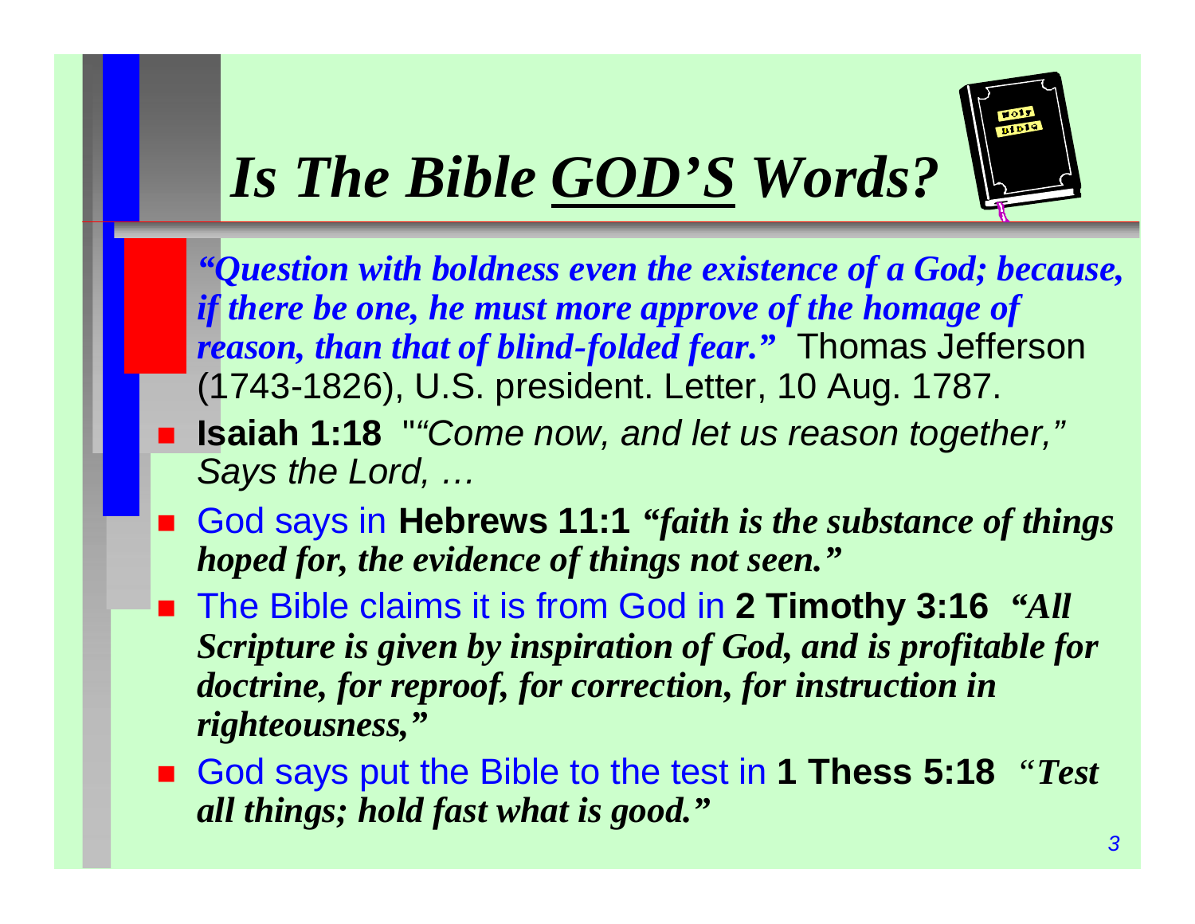# *Is The Bible GOD'S Words?*

*"Question with boldness even the existence of a God; because, if there be one, he must more approve of the homage of reason, than that of blind-folded fear."* Thomas Jefferson (1743-1826), U.S. president. Letter, 10 Aug. 1787.

- **Isaiah 1:18** "*"Come now, and let us reason together," Says the Lord, …*
- God says in **Hebrews 11:1** ***"faith is the substance of things hoped for, the evidence of things not seen."***
- The Bible claims it is from God in **2 Timothy 3:16** ***"All Scripture is given by inspiration of God, and is profitable for doctrine, for reproof, for correction, for instruction in righteousness,"***
- God says put the Bible to the test in **1 Thess 5:18** ***"Test all things; hold fast what is good."***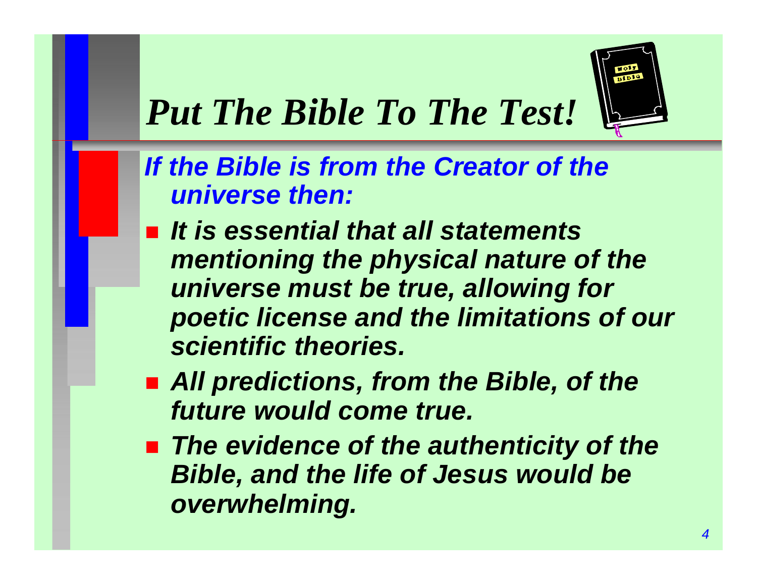# *Put The Bible To The Test!*

***If the Bible is from the Creator of the universe then:***

- ***It is essential that all statements mentioning the physical nature of the universe must be true, allowing for poetic license and the limitations of our scientific theories.***
- ***All predictions, from the Bible, of the future would come true.***
- ***The evidence of the authenticity of the Bible, and the life of Jesus would be overwhelming.***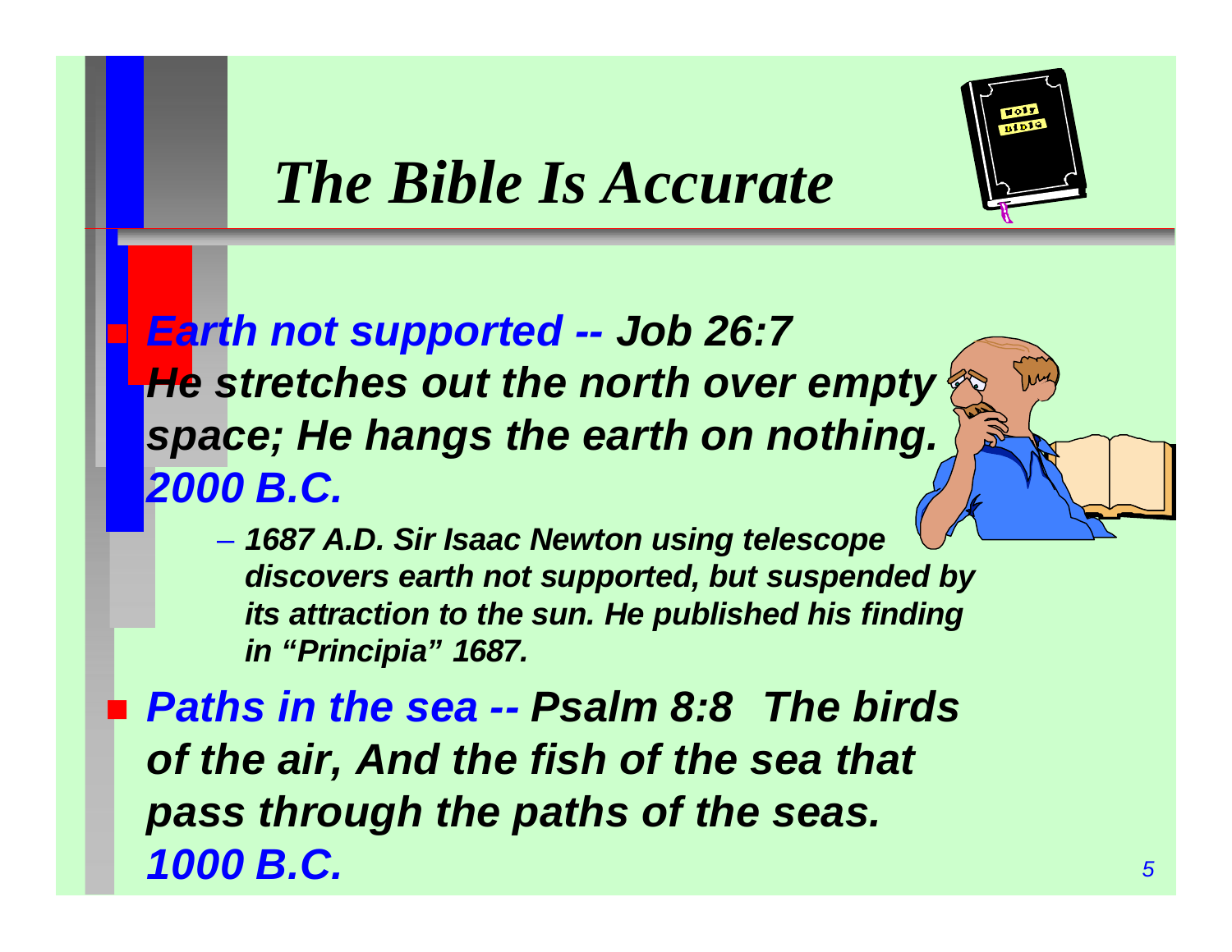# The Bible Is Accurate

- ***Earth not supported -- Job 26:7 He stretches out the north over empty space; He hangs the earth on nothing. 2000 B.C.***
  - ***1687 A.D. Sir Isaac Newton using telescope discovers earth not supported, but suspended by its attraction to the sun. He published his finding in "Principia" 1687.***
- ***Paths in the sea -- Psalm 8:8 The birds of the air, And the fish of the sea that pass through the paths of the seas. 1000 B.C.***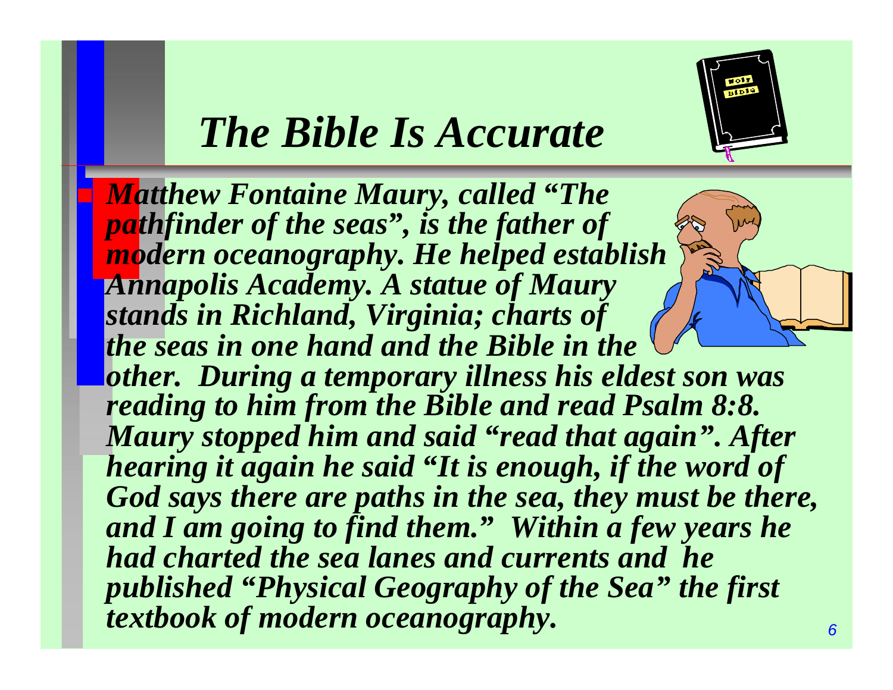# *The Bible Is Accurate*

- ***Matthew Fontaine Maury, called "The pathfinder of the seas", is the father of modern oceanography. He helped establish Annapolis Academy. A statue of Maury stands in Richland, Virginia; charts of the seas in one hand and the Bible in the other. During a temporary illness his eldest son was reading to him from the Bible and read Psalm 8:8. Maury stopped him and said "read that again". After hearing it again he said "It is enough, if the word of God says there are paths in the sea, they must be there, and I am going to find them." Within a few years he had charted the sea lanes and currents and he published "Physical Geography of the Sea" the first textbook of modern oceanography.***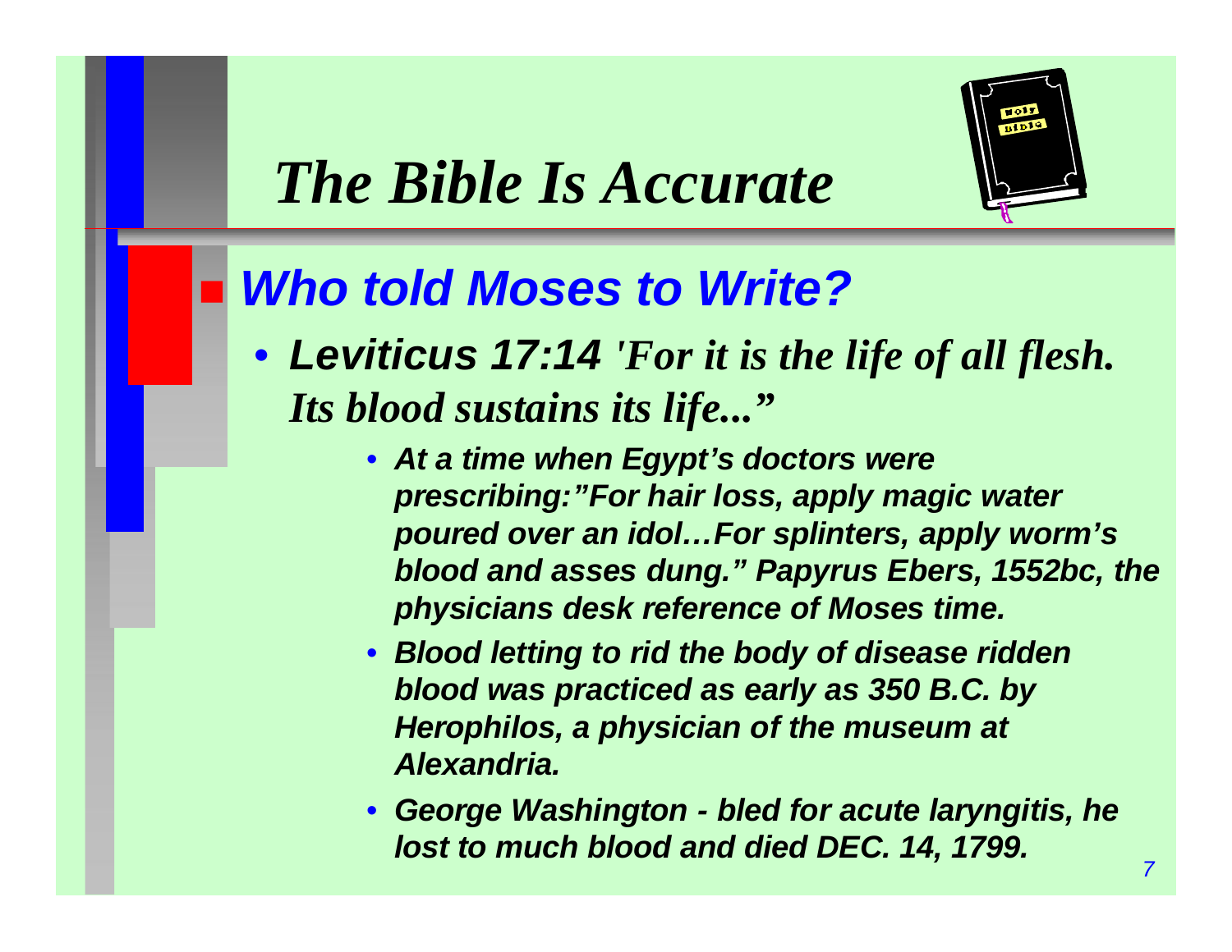# *The Bible Is Accurate*

- ***Who told Moses to Write?***
  - ***Leviticus 17:14*** *'For it is the life of all flesh. Its blood sustains its life..."*
    - ***At a time when Egypt's doctors were prescribing:"For hair loss, apply magic water poured over an idol…For splinters, apply worm's blood and asses dung." Papyrus Ebers, 1552bc, the physicians desk reference of Moses time.***
    - ***Blood letting to rid the body of disease ridden blood was practiced as early as 350 B.C. by Herophilos, a physician of the museum at Alexandria.***
    - ***George Washington - bled for acute laryngitis, he lost to much blood and died DEC. 14, 1799.***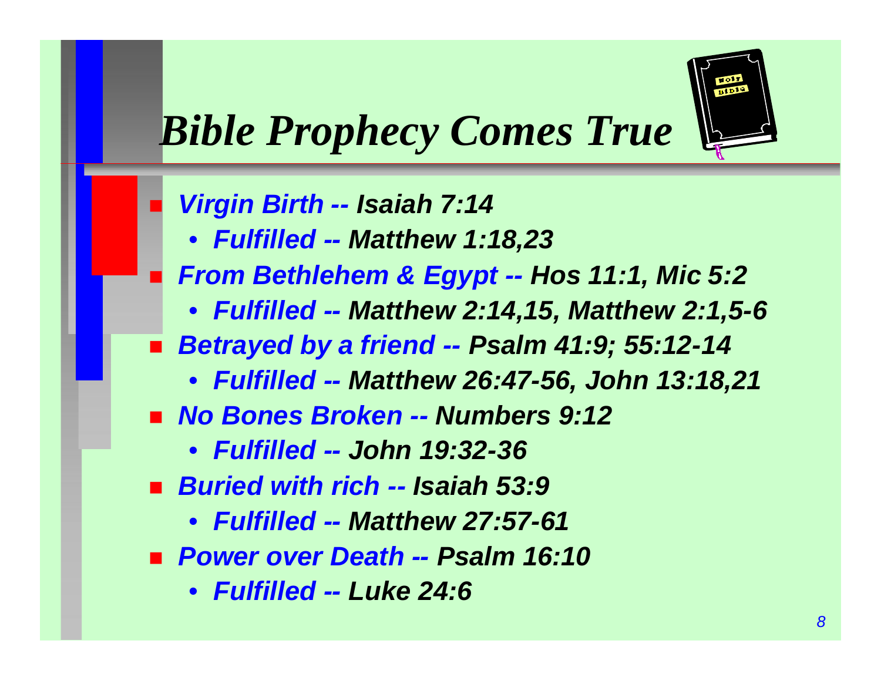# *Bible Prophecy Comes True*

- ***Virgin Birth -- Isaiah 7:14***
  - ***Fulfilled -- Matthew 1:18,23***
- ***From Bethlehem & Egypt -- Hos 11:1, Mic 5:2***
  - ***Fulfilled -- Matthew 2:14,15, Matthew 2:1,5-6***
- ***Betrayed by a friend -- Psalm 41:9; 55:12-14***
  - ***Fulfilled -- Matthew 26:47-56, John 13:18,21***
- ***No Bones Broken -- Numbers 9:12***
  - ***Fulfilled -- John 19:32-36***
- ***Buried with rich -- Isaiah 53:9***
  - ***Fulfilled -- Matthew 27:57-61***
- ***Power over Death -- Psalm 16:10***
  - ***Fulfilled -- Luke 24:6***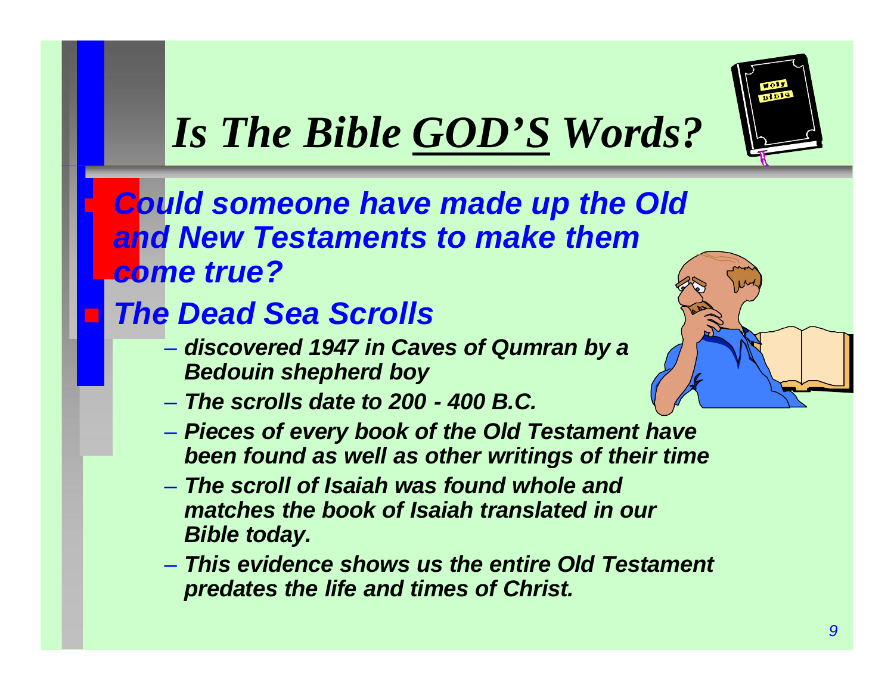# *Is The Bible <u>GOD'S</u> Words?*

- ***Could someone have made up the Old and New Testaments to make them come true?***
- ***The Dead Sea Scrolls***
  - ***discovered 1947 in Caves of Qumran by a Bedouin shepherd boy***
  - ***The scrolls date to 200 - 400 B.C.***
  - ***Pieces of every book of the Old Testament have been found as well as other writings of their time***
  - ***The scroll of Isaiah was found whole and matches the book of Isaiah translated in our Bible today.***
  - ***This evidence shows us the entire Old Testament predates the life and times of Christ.***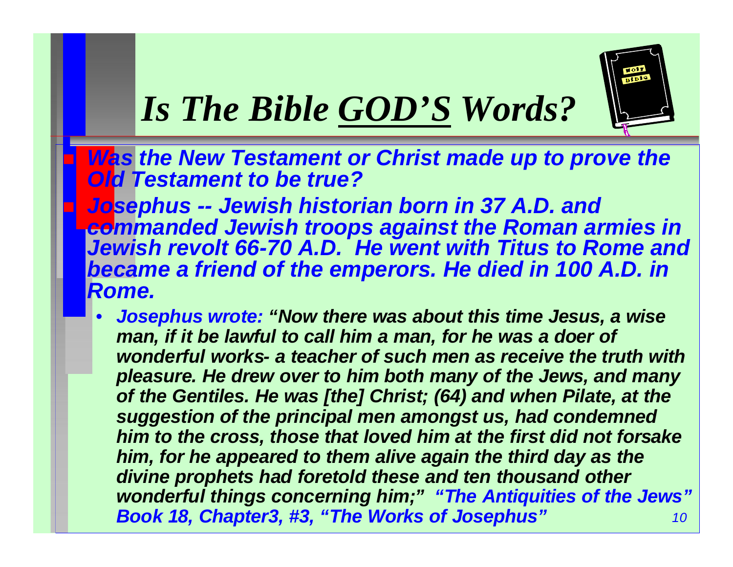# *Is The Bible GOD'S Words?*

- ***Was the New Testament or Christ made up to prove the Old Testament to be true?***
- ***Josephus -- Jewish historian born in 37 A.D. and commanded Jewish troops against the Roman armies in Jewish revolt 66-70 A.D. He went with Titus to Rome and became a friend of the emperors. He died in 100 A.D. in Rome.***
  - ***Josephus wrote: "Now there was about this time Jesus, a wise man, if it be lawful to call him a man, for he was a doer of wonderful works- a teacher of such men as receive the truth with pleasure. He drew over to him both many of the Jews, and many of the Gentiles. He was [the] Christ; (64) and when Pilate, at the suggestion of the principal men amongst us, had condemned him to the cross, those that loved him at the first did not forsake him, for he appeared to them alive again the third day as the divine prophets had foretold these and ten thousand other wonderful things concerning him;" "The Antiquities of the Jews" Book 18, Chapter3, #3, "The Works of Josephus"***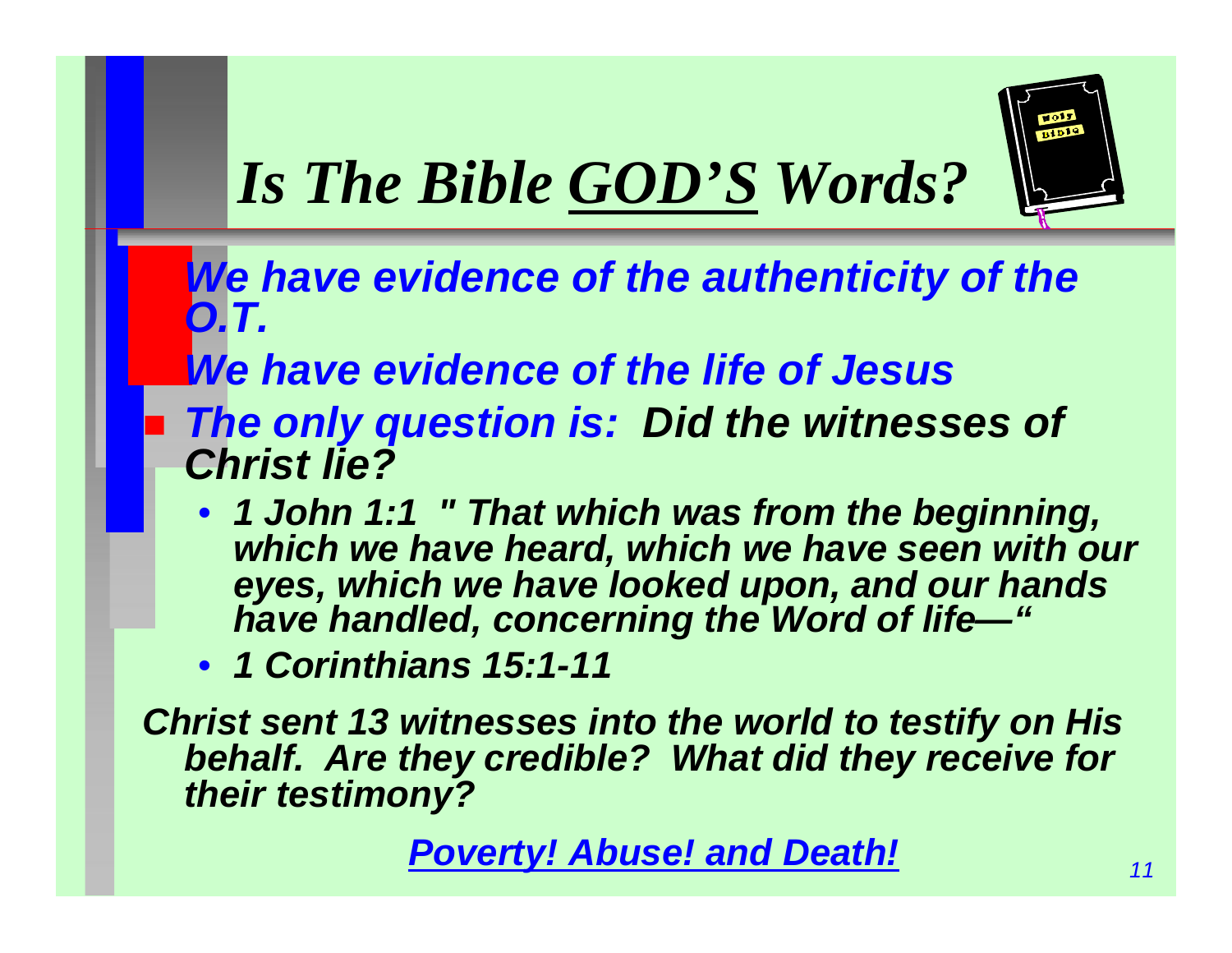# *Is The Bible <u>GOD'S</u> Words?*

- ***We have evidence of the authenticity of the O.T.***
- ***We have evidence of the life of Jesus***
- ***The only question is: Did the witnesses of Christ lie?***
  - ***1 John 1:1 " That which was from the beginning, which we have heard, which we have seen with our eyes, which we have looked upon, and our hands have handled, concerning the Word of life—"***
  - ***1 Corinthians 15:1-11***

***Christ sent 13 witnesses into the world to testify on His behalf. Are they credible? What did they receive for their testimony?***

***<u>Poverty! Abuse! and Death!</u>***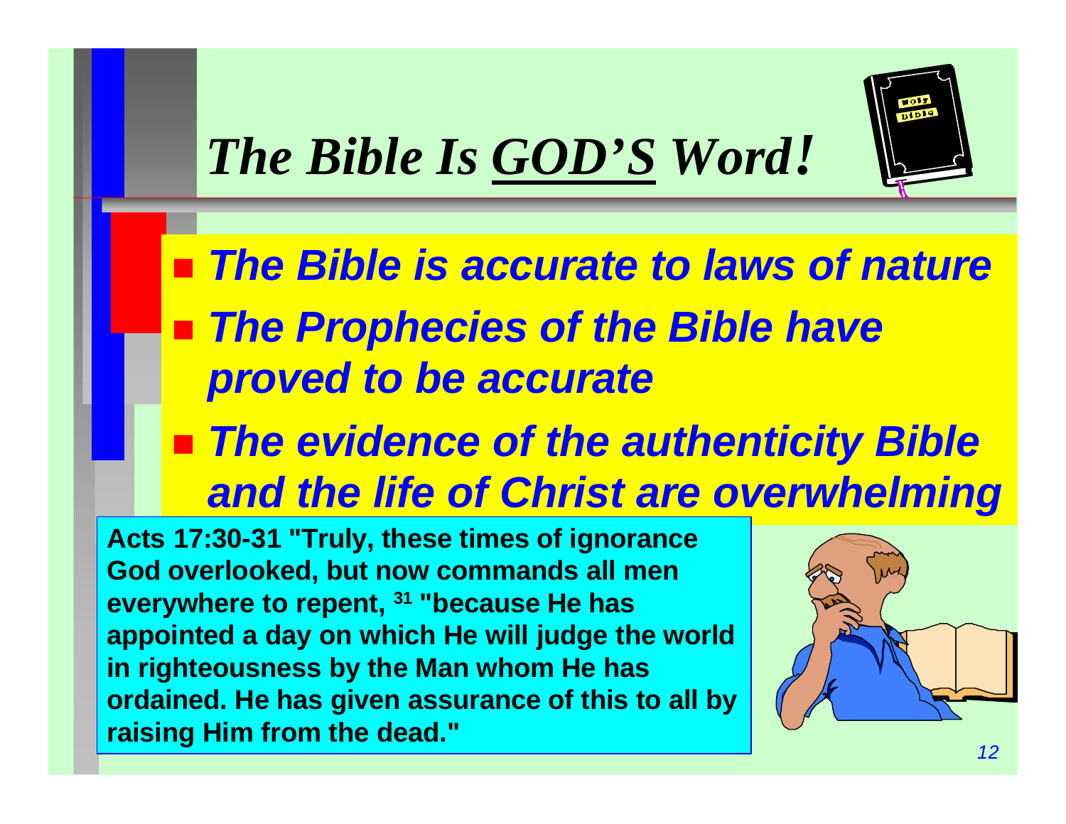# *The Bible Is GOD'S Word!*

- ***The Bible is accurate to laws of nature***
- ***The Prophecies of the Bible have proved to be accurate***
- ***The evidence of the authenticity Bible and the life of Christ are overwhelming***

**Acts 17:30-31 "Truly, these times of ignorance God overlooked, but now commands all men everywhere to repent, [31] "because He has appointed a day on which He will judge the world in righteousness by the Man whom He has ordained. He has given assurance of this to all by raising Him from the dead."**